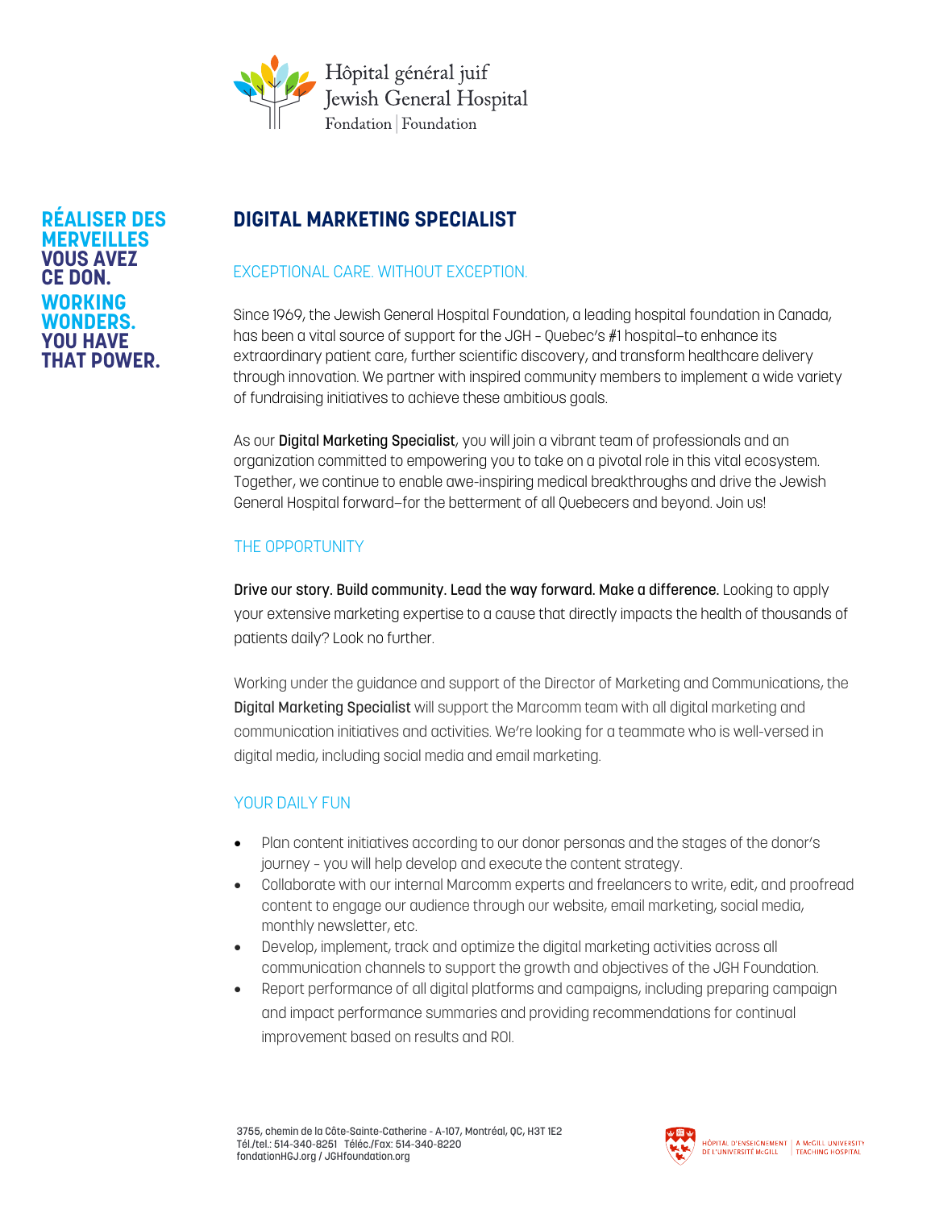Hôpital général juif
Jewish General Hospital
Fondation | Foundation

**RÉALISER DES MERVEILLES VOUS AVEZ CE DON.**
**WORKING WONDERS. YOU HAVE THAT POWER.**

# DIGITAL MARKETING SPECIALIST

## EXCEPTIONAL CARE. WITHOUT EXCEPTION.

Since 1969, the Jewish General Hospital Foundation, a leading hospital foundation in Canada, has been a vital source of support for the JGH - Quebec's #1 hospital–to enhance its extraordinary patient care, further scientific discovery, and transform healthcare delivery through innovation. We partner with inspired community members to implement a wide variety of fundraising initiatives to achieve these ambitious goals.

As our **Digital Marketing Specialist**, you will join a vibrant team of professionals and an organization committed to empowering you to take on a pivotal role in this vital ecosystem. Together, we continue to enable awe-inspiring medical breakthroughs and drive the Jewish General Hospital forward–for the betterment of all Quebecers and beyond. Join us!

## THE OPPORTUNITY

**Drive our story. Build community. Lead the way forward. Make a difference.** Looking to apply your extensive marketing expertise to a cause that directly impacts the health of thousands of patients daily? Look no further.

Working under the guidance and support of the Director of Marketing and Communications, the **Digital Marketing Specialist** will support the Marcomm team with all digital marketing and communication initiatives and activities. We're looking for a teammate who is well-versed in digital media, including social media and email marketing.

## YOUR DAILY FUN

- Plan content initiatives according to our donor personas and the stages of the donor's journey - you will help develop and execute the content strategy.
- Collaborate with our internal Marcomm experts and freelancers to write, edit, and proofread content to engage our audience through our website, email marketing, social media, monthly newsletter, etc.
- Develop, implement, track and optimize the digital marketing activities across all communication channels to support the growth and objectives of the JGH Foundation.
- Report performance of all digital platforms and campaigns, including preparing campaign and impact performance summaries and providing recommendations for continual improvement based on results and ROI.

3755, chemin de la Côte-Sainte-Catherine - A-107, Montréal, QC, H3T 1E2
Tél./tel.: 514-340-8251 Téléc./Fax: 514-340-8220
fondationHGJ.org / JGHfoundation.org

HÔPITAL D'ENSEIGNEMENT DE L'UNIVERSITÉ McGILL | A McGILL UNIVERSITY TEACHING HOSPITAL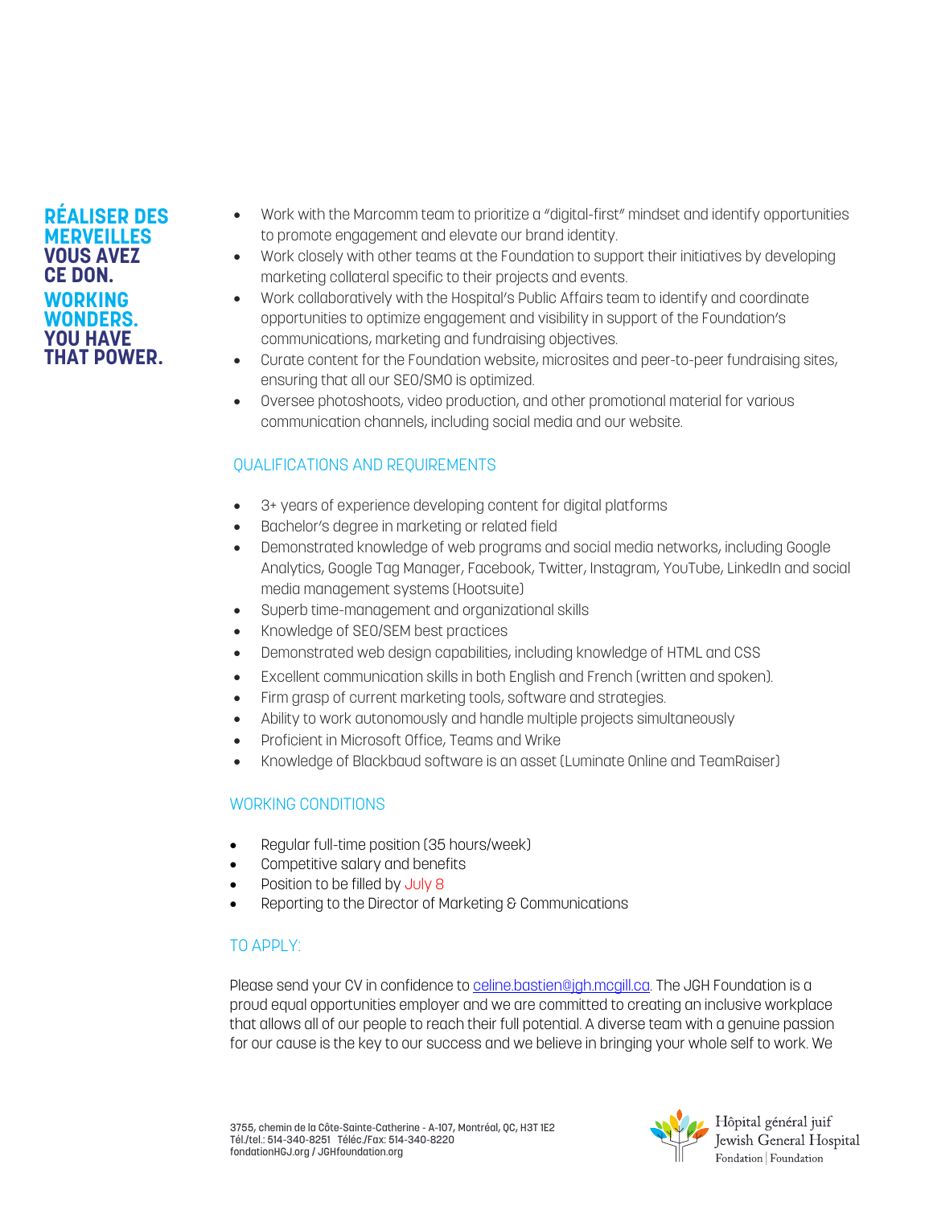**RÉALISER DES MERVEILLES VOUS AVEZ CE DON.**
**WORKING WONDERS. YOU HAVE THAT POWER.**

- Work with the Marcomm team to prioritize a "digital-first" mindset and identify opportunities to promote engagement and elevate our brand identity.
- Work closely with other teams at the Foundation to support their initiatives by developing marketing collateral specific to their projects and events.
- Work collaboratively with the Hospital's Public Affairs team to identify and coordinate opportunities to optimize engagement and visibility in support of the Foundation's communications, marketing and fundraising objectives.
- Curate content for the Foundation website, microsites and peer-to-peer fundraising sites, ensuring that all our SEO/SMO is optimized.
- Oversee photoshoots, video production, and other promotional material for various communication channels, including social media and our website.

## QUALIFICATIONS AND REQUIREMENTS

- 3+ years of experience developing content for digital platforms
- Bachelor's degree in marketing or related field
- Demonstrated knowledge of web programs and social media networks, including Google Analytics, Google Tag Manager, Facebook, Twitter, Instagram, YouTube, LinkedIn and social media management systems (Hootsuite)
- Superb time-management and organizational skills
- Knowledge of SEO/SEM best practices
- Demonstrated web design capabilities, including knowledge of HTML and CSS
- Excellent communication skills in both English and French (written and spoken).
- Firm grasp of current marketing tools, software and strategies.
- Ability to work autonomously and handle multiple projects simultaneously
- Proficient in Microsoft Office, Teams and Wrike
- Knowledge of Blackbaud software is an asset (Luminate Online and TeamRaiser)

## WORKING CONDITIONS

- Regular full-time position (35 hours/week)
- Competitive salary and benefits
- Position to be filled by July 8
- Reporting to the Director of Marketing & Communications

## TO APPLY:

Please send your CV in confidence to celine.bastien@jgh.mcgill.ca. The JGH Foundation is a proud equal opportunities employer and we are committed to creating an inclusive workplace that allows all of our people to reach their full potential. A diverse team with a genuine passion for our cause is the key to our success and we believe in bringing your whole self to work. We

3755, chemin de la Côte-Sainte-Catherine - A-107, Montréal, QC, H3T 1E2
Tél./tel.: 514-340-8251 Téléc./Fax: 514-340-8220
fondationHGJ.org / JGHfoundation.org

Hôpital général juif
Jewish General Hospital
Fondation | Foundation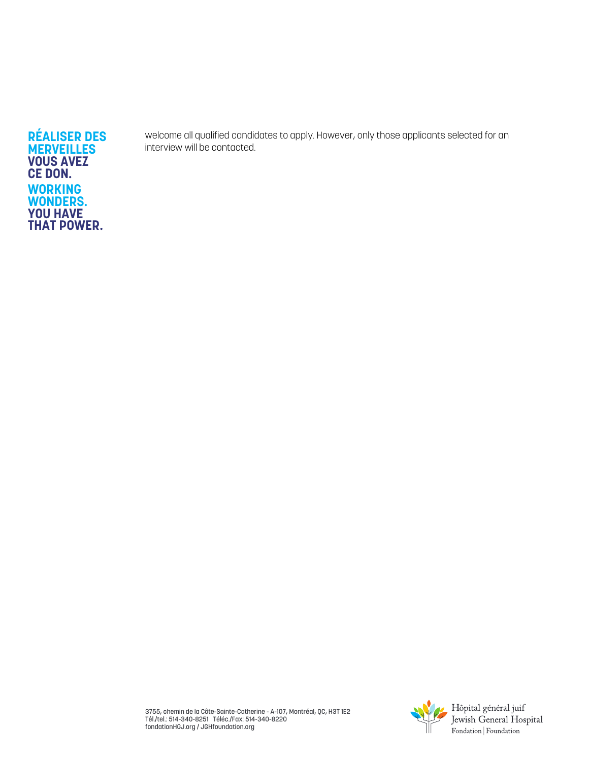welcome all qualified candidates to apply. However, only those applicants selected for an interview will be contacted.